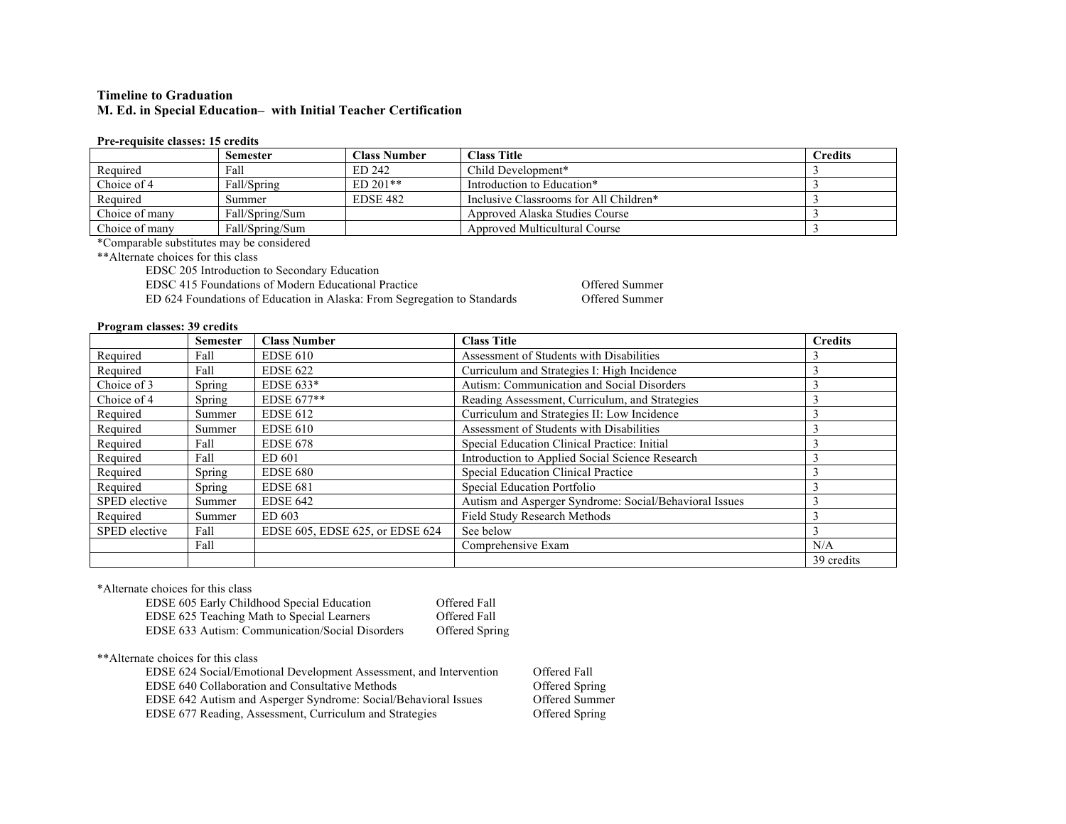**Timeline to Graduation**
**M. Ed. in Special Education– with Initial Teacher Certification**

**Pre-requisite classes: 15 credits**

| | Semester | Class Number | Class Title | Credits |
|---|---|---|---|---|
| Required | Fall | ED 242 | Child Development* | 3 |
| Choice of 4 | Fall/Spring | ED 201** | Introduction to Education* | 3 |
| Required | Summer | EDSE 482 | Inclusive Classrooms for All Children* | 3 |
| Choice of many | Fall/Spring/Sum | | Approved Alaska Studies Course | 3 |
| Choice of many | Fall/Spring/Sum | | Approved Multicultural Course | 3 |

*Comparable substitutes may be considered

**Alternate choices for this class

- EDSC 205 Introduction to Secondary Education
- EDSC 415 Foundations of Modern Educational Practice — Offered Summer
- ED 624 Foundations of Education in Alaska: From Segregation to Standards — Offered Summer

**Program classes: 39 credits**

| | Semester | Class Number | Class Title | Credits |
|---|---|---|---|---|
| Required | Fall | EDSE 610 | Assessment of Students with Disabilities | 3 |
| Required | Fall | EDSE 622 | Curriculum and Strategies I: High Incidence | 3 |
| Choice of 3 | Spring | EDSE 633* | Autism: Communication and Social Disorders | 3 |
| Choice of 4 | Spring | EDSE 677** | Reading Assessment, Curriculum, and Strategies | 3 |
| Required | Summer | EDSE 612 | Curriculum and Strategies II: Low Incidence | 3 |
| Required | Summer | EDSE 610 | Assessment of Students with Disabilities | 3 |
| Required | Fall | EDSE 678 | Special Education Clinical Practice: Initial | 3 |
| Required | Fall | ED 601 | Introduction to Applied Social Science Research | 3 |
| Required | Spring | EDSE 680 | Special Education Clinical Practice | 3 |
| Required | Spring | EDSE 681 | Special Education Portfolio | 3 |
| SPED elective | Summer | EDSE 642 | Autism and Asperger Syndrome: Social/Behavioral Issues | 3 |
| Required | Summer | ED 603 | Field Study Research Methods | 3 |
| SPED elective | Fall | EDSE 605, EDSE 625, or EDSE 624 | See below | 3 |
| | Fall | | Comprehensive Exam | N/A |
| | | | | 39 credits |

*Alternate choices for this class

- EDSE 605 Early Childhood Special Education — Offered Fall
- EDSE 625 Teaching Math to Special Learners — Offered Fall
- EDSE 633 Autism: Communication/Social Disorders — Offered Spring

**Alternate choices for this class

- EDSE 624 Social/Emotional Development Assessment, and Intervention — Offered Fall
- EDSE 640 Collaboration and Consultative Methods — Offered Spring
- EDSE 642 Autism and Asperger Syndrome: Social/Behavioral Issues — Offered Summer
- EDSE 677 Reading, Assessment, Curriculum and Strategies — Offered Spring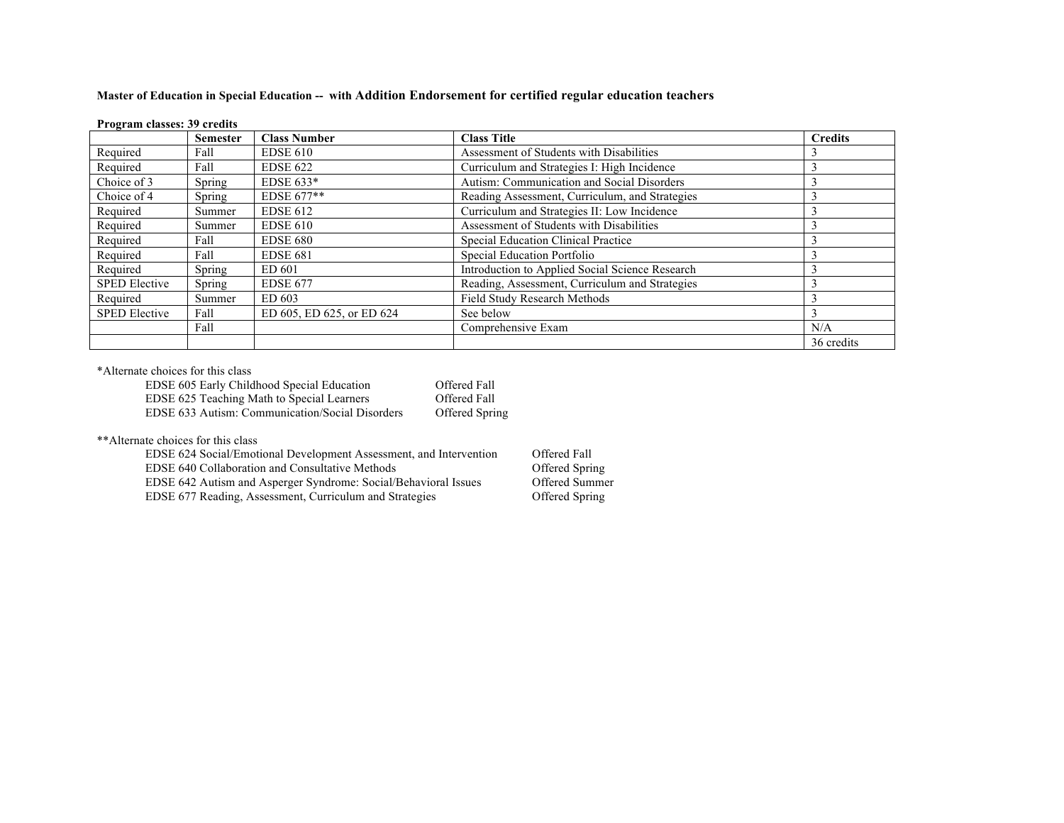**Master of Education in Special Education -- with Addition Endorsement for certified regular education teachers**

**Program classes: 39 credits**

| | Semester | Class Number | Class Title | Credits |
|---|---|---|---|---|
| Required | Fall | EDSE 610 | Assessment of Students with Disabilities | 3 |
| Required | Fall | EDSE 622 | Curriculum and Strategies I: High Incidence | 3 |
| Choice of 3 | Spring | EDSE 633* | Autism: Communication and Social Disorders | 3 |
| Choice of 4 | Spring | EDSE 677** | Reading Assessment, Curriculum, and Strategies | 3 |
| Required | Summer | EDSE 612 | Curriculum and Strategies II: Low Incidence | 3 |
| Required | Summer | EDSE 610 | Assessment of Students with Disabilities | 3 |
| Required | Fall | EDSE 680 | Special Education Clinical Practice | 3 |
| Required | Fall | EDSE 681 | Special Education Portfolio | 3 |
| Required | Spring | ED 601 | Introduction to Applied Social Science Research | 3 |
| SPED Elective | Spring | EDSE 677 | Reading, Assessment, Curriculum and Strategies | 3 |
| Required | Summer | ED 603 | Field Study Research Methods | 3 |
| SPED Elective | Fall | ED 605, ED 625, or ED 624 | See below | 3 |
| | Fall | | Comprehensive Exam | N/A |
| | | | | 36 credits |

*Alternate choices for this class

- EDSE 605 Early Childhood Special Education — Offered Fall
- EDSE 625 Teaching Math to Special Learners — Offered Fall
- EDSE 633 Autism: Communication/Social Disorders — Offered Spring

**Alternate choices for this class

- EDSE 624 Social/Emotional Development Assessment, and Intervention — Offered Fall
- EDSE 640 Collaboration and Consultative Methods — Offered Spring
- EDSE 642 Autism and Asperger Syndrome: Social/Behavioral Issues — Offered Summer
- EDSE 677 Reading, Assessment, Curriculum and Strategies — Offered Spring